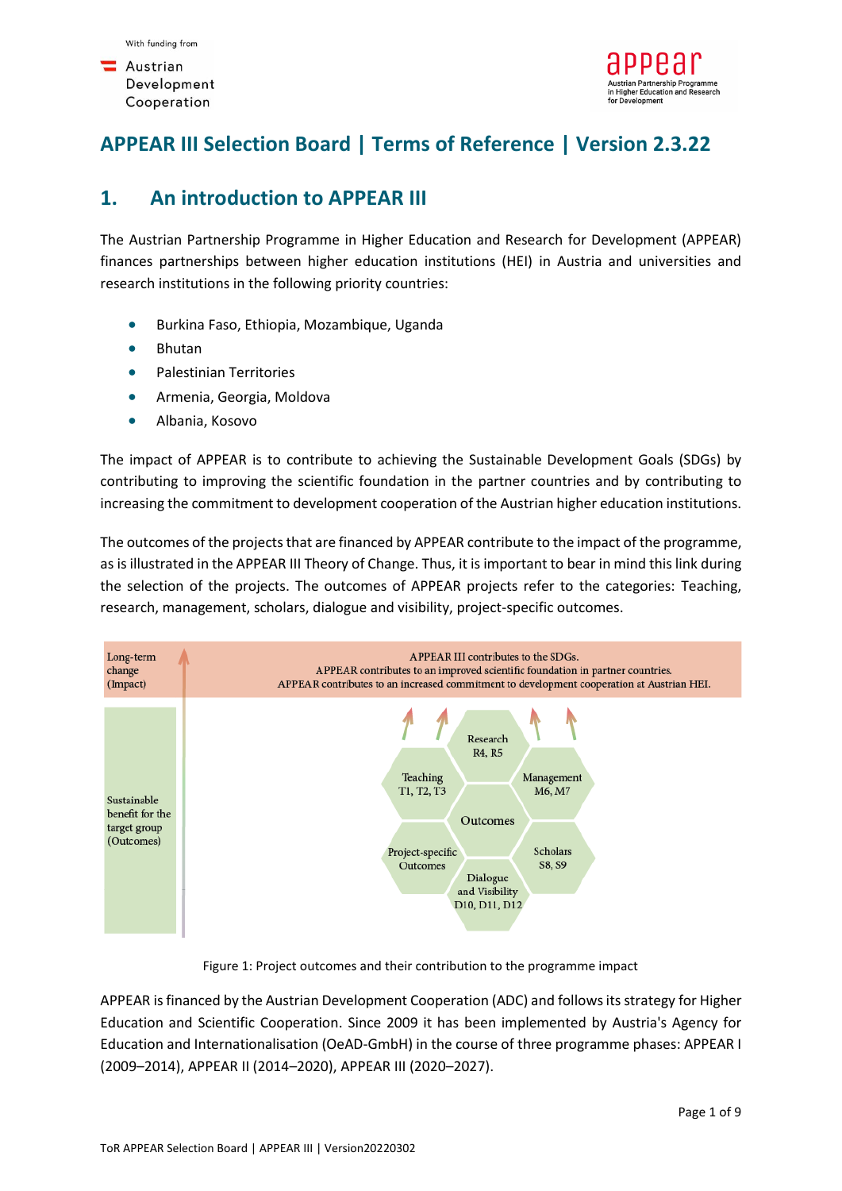With funding from

Austrian Development Cooperation

appear
Austrian Partnership Programme in Higher Education and Research for Development

# APPEAR III Selection Board | Terms of Reference | Version 2.3.22

## 1. An introduction to APPEAR III

The Austrian Partnership Programme in Higher Education and Research for Development (APPEAR) finances partnerships between higher education institutions (HEI) in Austria and universities and research institutions in the following priority countries:

- Burkina Faso, Ethiopia, Mozambique, Uganda
- Bhutan
- Palestinian Territories
- Armenia, Georgia, Moldova
- Albania, Kosovo

The impact of APPEAR is to contribute to achieving the Sustainable Development Goals (SDGs) by contributing to improving the scientific foundation in the partner countries and by contributing to increasing the commitment to development cooperation of the Austrian higher education institutions.

The outcomes of the projects that are financed by APPEAR contribute to the impact of the programme, as is illustrated in the APPEAR III Theory of Change. Thus, it is important to bear in mind this link during the selection of the projects. The outcomes of APPEAR projects refer to the categories: Teaching, research, management, scholars, dialogue and visibility, project-specific outcomes.

Long-term change (Impact)

APPEAR III contributes to the SDGs.
APPEAR contributes to an improved scientific foundation in partner countries.
APPEAR contributes to an increased commitment to development cooperation at Austrian HEI.

Sustainable benefit for the target group (Outcomes)

Outcomes: Research R4, R5 | Teaching T1, T2, T3 | Management M6, M7 | Project-specific Outcomes | Scholars S8, S9 | Dialogue and Visibility D10, D11, D12

Figure 1: Project outcomes and their contribution to the programme impact

APPEAR is financed by the Austrian Development Cooperation (ADC) and follows its strategy for Higher Education and Scientific Cooperation. Since 2009 it has been implemented by Austria's Agency for Education and Internationalisation (OeAD-GmbH) in the course of three programme phases: APPEAR I (2009–2014), APPEAR II (2014–2020), APPEAR III (2020–2027).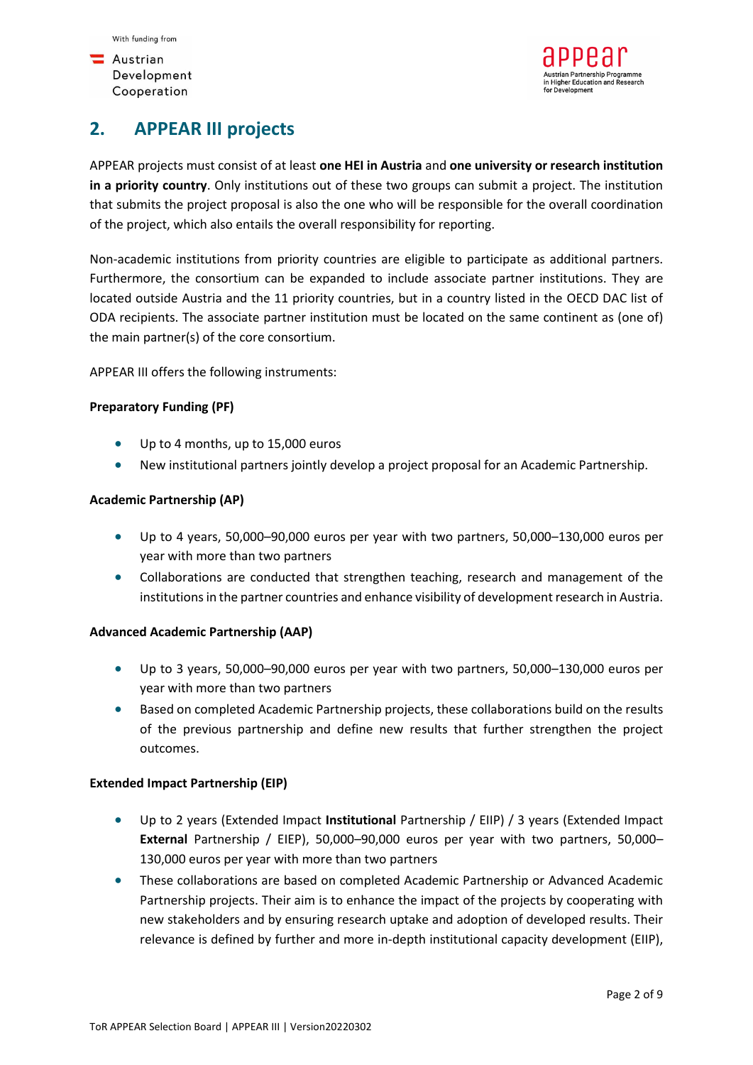## 2. APPEAR III projects

APPEAR projects must consist of at least **one HEI in Austria** and **one university or research institution in a priority country**. Only institutions out of these two groups can submit a project. The institution that submits the project proposal is also the one who will be responsible for the overall coordination of the project, which also entails the overall responsibility for reporting.

Non-academic institutions from priority countries are eligible to participate as additional partners. Furthermore, the consortium can be expanded to include associate partner institutions. They are located outside Austria and the 11 priority countries, but in a country listed in the OECD DAC list of ODA recipients. The associate partner institution must be located on the same continent as (one of) the main partner(s) of the core consortium.

APPEAR III offers the following instruments:

**Preparatory Funding (PF)**

- Up to 4 months, up to 15,000 euros
- New institutional partners jointly develop a project proposal for an Academic Partnership.

**Academic Partnership (AP)**

- Up to 4 years, 50,000–90,000 euros per year with two partners, 50,000–130,000 euros per year with more than two partners
- Collaborations are conducted that strengthen teaching, research and management of the institutions in the partner countries and enhance visibility of development research in Austria.

**Advanced Academic Partnership (AAP)**

- Up to 3 years, 50,000–90,000 euros per year with two partners, 50,000–130,000 euros per year with more than two partners
- Based on completed Academic Partnership projects, these collaborations build on the results of the previous partnership and define new results that further strengthen the project outcomes.

**Extended Impact Partnership (EIP)**

- Up to 2 years (Extended Impact **Institutional** Partnership / EIIP) / 3 years (Extended Impact **External** Partnership / EIEP), 50,000–90,000 euros per year with two partners, 50,000–130,000 euros per year with more than two partners
- These collaborations are based on completed Academic Partnership or Advanced Academic Partnership projects. Their aim is to enhance the impact of the projects by cooperating with new stakeholders and by ensuring research uptake and adoption of developed results. Their relevance is defined by further and more in-depth institutional capacity development (EIIP),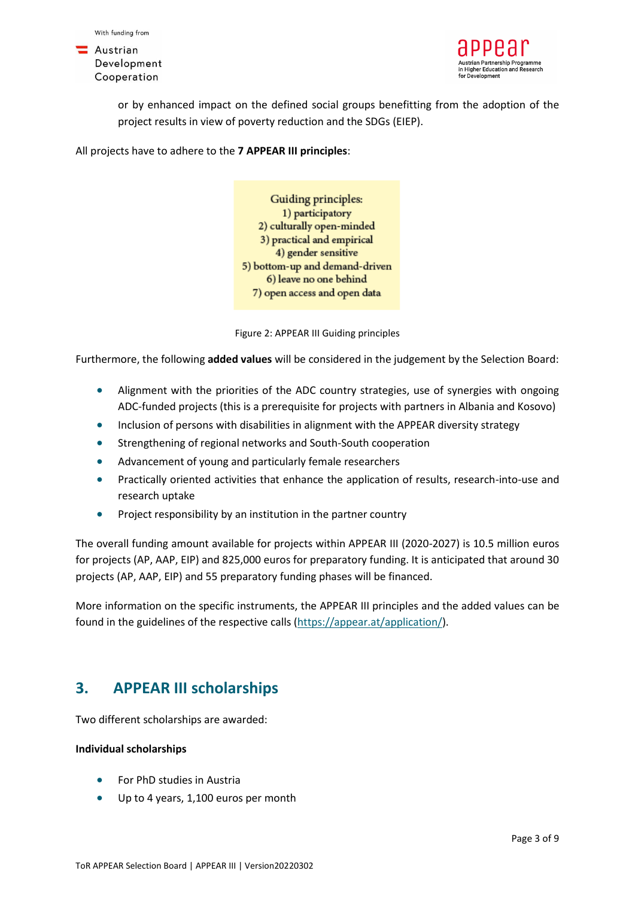or by enhanced impact on the defined social groups benefitting from the adoption of the project results in view of poverty reduction and the SDGs (EIEP).

All projects have to adhere to the **7 APPEAR III principles**:

Guiding principles:
1) participatory
2) culturally open-minded
3) practical and empirical
4) gender sensitive
5) bottom-up and demand-driven
6) leave no one behind
7) open access and open data

Figure 2: APPEAR III Guiding principles

Furthermore, the following **added values** will be considered in the judgement by the Selection Board:

- Alignment with the priorities of the ADC country strategies, use of synergies with ongoing ADC-funded projects (this is a prerequisite for projects with partners in Albania and Kosovo)
- Inclusion of persons with disabilities in alignment with the APPEAR diversity strategy
- Strengthening of regional networks and South-South cooperation
- Advancement of young and particularly female researchers
- Practically oriented activities that enhance the application of results, research-into-use and research uptake
- Project responsibility by an institution in the partner country

The overall funding amount available for projects within APPEAR III (2020-2027) is 10.5 million euros for projects (AP, AAP, EIP) and 825,000 euros for preparatory funding. It is anticipated that around 30 projects (AP, AAP, EIP) and 55 preparatory funding phases will be financed.

More information on the specific instruments, the APPEAR III principles and the added values can be found in the guidelines of the respective calls (https://appear.at/application/).

## 3. APPEAR III scholarships

Two different scholarships are awarded:

**Individual scholarships**

- For PhD studies in Austria
- Up to 4 years, 1,100 euros per month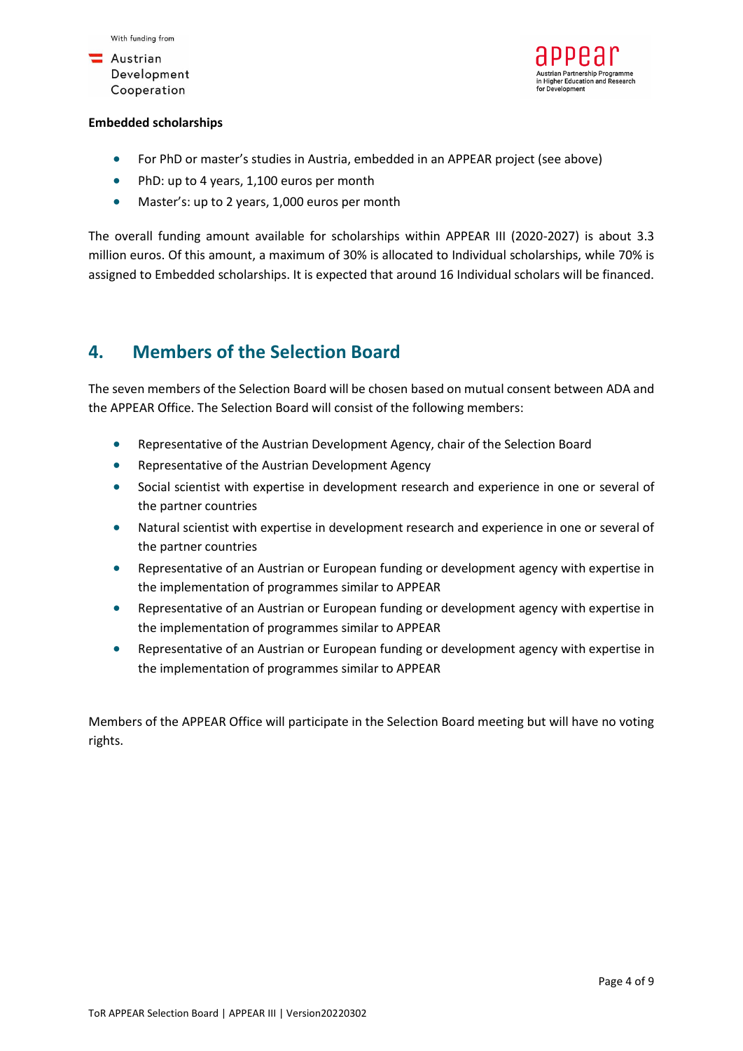**Embedded scholarships**

- For PhD or master's studies in Austria, embedded in an APPEAR project (see above)
- PhD: up to 4 years, 1,100 euros per month
- Master's: up to 2 years, 1,000 euros per month

The overall funding amount available for scholarships within APPEAR III (2020-2027) is about 3.3 million euros. Of this amount, a maximum of 30% is allocated to Individual scholarships, while 70% is assigned to Embedded scholarships. It is expected that around 16 Individual scholars will be financed.

## 4. Members of the Selection Board

The seven members of the Selection Board will be chosen based on mutual consent between ADA and the APPEAR Office. The Selection Board will consist of the following members:

- Representative of the Austrian Development Agency, chair of the Selection Board
- Representative of the Austrian Development Agency
- Social scientist with expertise in development research and experience in one or several of the partner countries
- Natural scientist with expertise in development research and experience in one or several of the partner countries
- Representative of an Austrian or European funding or development agency with expertise in the implementation of programmes similar to APPEAR
- Representative of an Austrian or European funding or development agency with expertise in the implementation of programmes similar to APPEAR
- Representative of an Austrian or European funding or development agency with expertise in the implementation of programmes similar to APPEAR

Members of the APPEAR Office will participate in the Selection Board meeting but will have no voting rights.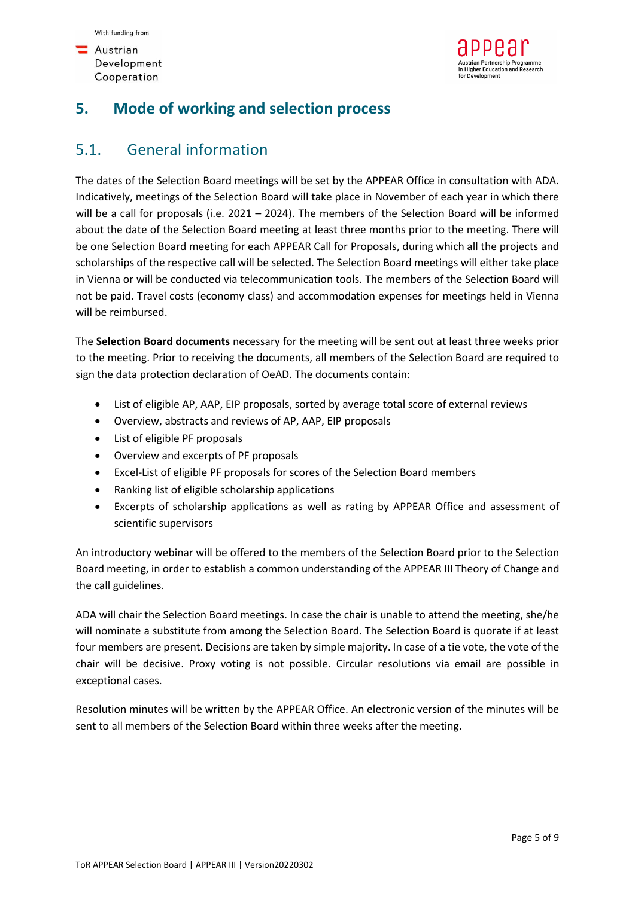# 5. Mode of working and selection process

## 5.1. General information

The dates of the Selection Board meetings will be set by the APPEAR Office in consultation with ADA. Indicatively, meetings of the Selection Board will take place in November of each year in which there will be a call for proposals (i.e. 2021 – 2024). The members of the Selection Board will be informed about the date of the Selection Board meeting at least three months prior to the meeting. There will be one Selection Board meeting for each APPEAR Call for Proposals, during which all the projects and scholarships of the respective call will be selected. The Selection Board meetings will either take place in Vienna or will be conducted via telecommunication tools. The members of the Selection Board will not be paid. Travel costs (economy class) and accommodation expenses for meetings held in Vienna will be reimbursed.

The **Selection Board documents** necessary for the meeting will be sent out at least three weeks prior to the meeting. Prior to receiving the documents, all members of the Selection Board are required to sign the data protection declaration of OeAD. The documents contain:

- List of eligible AP, AAP, EIP proposals, sorted by average total score of external reviews
- Overview, abstracts and reviews of AP, AAP, EIP proposals
- List of eligible PF proposals
- Overview and excerpts of PF proposals
- Excel-List of eligible PF proposals for scores of the Selection Board members
- Ranking list of eligible scholarship applications
- Excerpts of scholarship applications as well as rating by APPEAR Office and assessment of scientific supervisors

An introductory webinar will be offered to the members of the Selection Board prior to the Selection Board meeting, in order to establish a common understanding of the APPEAR III Theory of Change and the call guidelines.

ADA will chair the Selection Board meetings. In case the chair is unable to attend the meeting, she/he will nominate a substitute from among the Selection Board. The Selection Board is quorate if at least four members are present. Decisions are taken by simple majority. In case of a tie vote, the vote of the chair will be decisive. Proxy voting is not possible. Circular resolutions via email are possible in exceptional cases.

Resolution minutes will be written by the APPEAR Office. An electronic version of the minutes will be sent to all members of the Selection Board within three weeks after the meeting.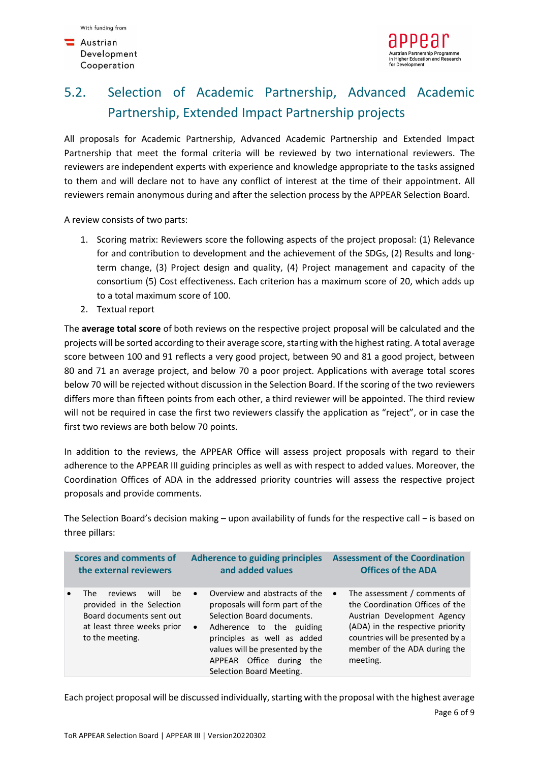## 5.2. Selection of Academic Partnership, Advanced Academic Partnership, Extended Impact Partnership projects

All proposals for Academic Partnership, Advanced Academic Partnership and Extended Impact Partnership that meet the formal criteria will be reviewed by two international reviewers. The reviewers are independent experts with experience and knowledge appropriate to the tasks assigned to them and will declare not to have any conflict of interest at the time of their appointment. All reviewers remain anonymous during and after the selection process by the APPEAR Selection Board.

A review consists of two parts:

1. Scoring matrix: Reviewers score the following aspects of the project proposal: (1) Relevance for and contribution to development and the achievement of the SDGs, (2) Results and long-term change, (3) Project design and quality, (4) Project management and capacity of the consortium (5) Cost effectiveness. Each criterion has a maximum score of 20, which adds up to a total maximum score of 100.
2. Textual report

The **average total score** of both reviews on the respective project proposal will be calculated and the projects will be sorted according to their average score, starting with the highest rating. A total average score between 100 and 91 reflects a very good project, between 90 and 81 a good project, between 80 and 71 an average project, and below 70 a poor project. Applications with average total scores below 70 will be rejected without discussion in the Selection Board. If the scoring of the two reviewers differs more than fifteen points from each other, a third reviewer will be appointed. The third review will not be required in case the first two reviewers classify the application as "reject", or in case the first two reviews are both below 70 points.

In addition to the reviews, the APPEAR Office will assess project proposals with regard to their adherence to the APPEAR III guiding principles as well as with respect to added values. Moreover, the Coordination Offices of ADA in the addressed priority countries will assess the respective project proposals and provide comments.

The Selection Board's decision making – upon availability of funds for the respective call − is based on three pillars:

| Scores and comments of the external reviewers | Adherence to guiding principles and added values | Assessment of the Coordination Offices of the ADA |
|---|---|---|
| • The reviews will be provided in the Selection Board documents sent out at least three weeks prior to the meeting. | • Overview and abstracts of the proposals will form part of the Selection Board documents.<br>• Adherence to the guiding principles as well as added values will be presented by the APPEAR Office during the Selection Board Meeting. | • The assessment / comments of the Coordination Offices of the Austrian Development Agency (ADA) in the respective priority countries will be presented by a member of the ADA during the meeting. |

Each project proposal will be discussed individually, starting with the proposal with the highest average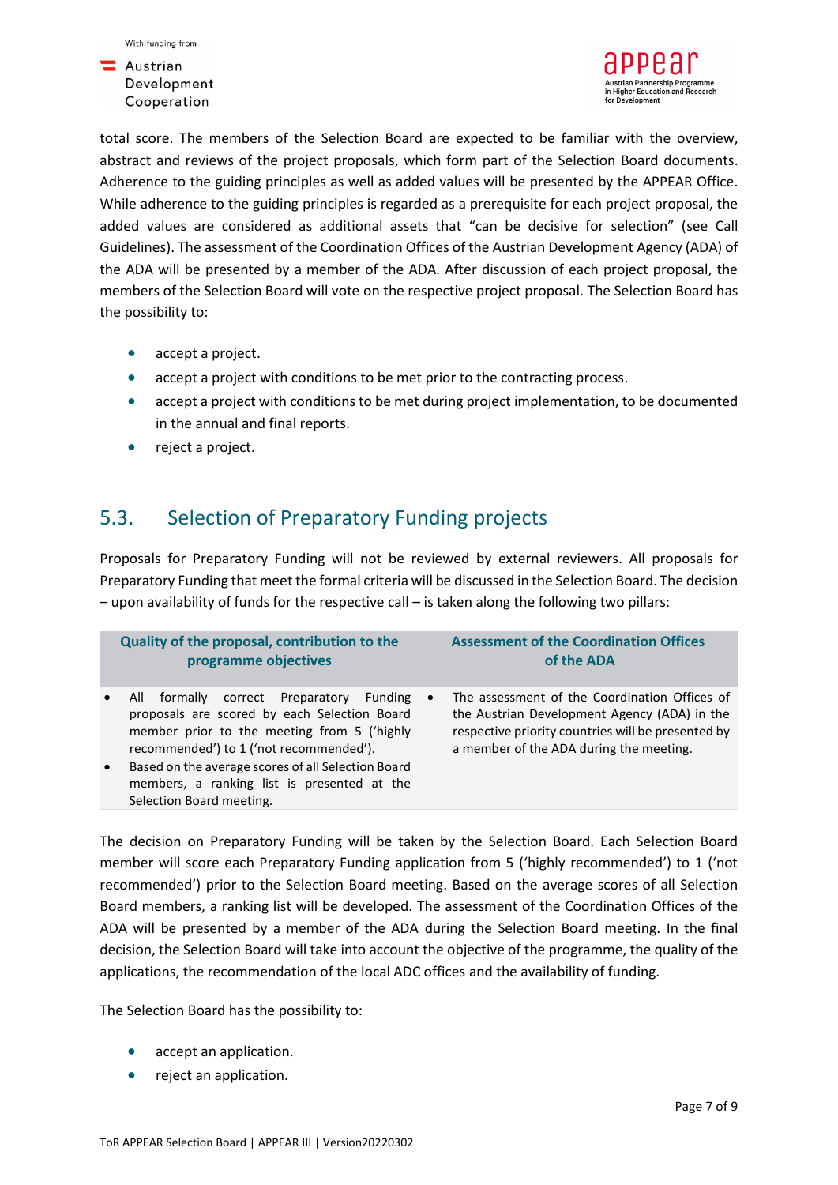total score. The members of the Selection Board are expected to be familiar with the overview, abstract and reviews of the project proposals, which form part of the Selection Board documents. Adherence to the guiding principles as well as added values will be presented by the APPEAR Office. While adherence to the guiding principles is regarded as a prerequisite for each project proposal, the added values are considered as additional assets that "can be decisive for selection" (see Call Guidelines). The assessment of the Coordination Offices of the Austrian Development Agency (ADA) of the ADA will be presented by a member of the ADA. After discussion of each project proposal, the members of the Selection Board will vote on the respective project proposal. The Selection Board has the possibility to:

- accept a project.
- accept a project with conditions to be met prior to the contracting process.
- accept a project with conditions to be met during project implementation, to be documented in the annual and final reports.
- reject a project.

## 5.3. Selection of Preparatory Funding projects

Proposals for Preparatory Funding will not be reviewed by external reviewers. All proposals for Preparatory Funding that meet the formal criteria will be discussed in the Selection Board. The decision – upon availability of funds for the respective call – is taken along the following two pillars:

| Quality of the proposal, contribution to the programme objectives | Assessment of the Coordination Offices of the ADA |
|---|---|
| • All formally correct Preparatory Funding proposals are scored by each Selection Board member prior to the meeting from 5 ('highly recommended') to 1 ('not recommended').<br>• Based on the average scores of all Selection Board members, a ranking list is presented at the Selection Board meeting. | • The assessment of the Coordination Offices of the Austrian Development Agency (ADA) in the respective priority countries will be presented by a member of the ADA during the meeting. |

The decision on Preparatory Funding will be taken by the Selection Board. Each Selection Board member will score each Preparatory Funding application from 5 ('highly recommended') to 1 ('not recommended') prior to the Selection Board meeting. Based on the average scores of all Selection Board members, a ranking list will be developed. The assessment of the Coordination Offices of the ADA will be presented by a member of the ADA during the Selection Board meeting. In the final decision, the Selection Board will take into account the objective of the programme, the quality of the applications, the recommendation of the local ADC offices and the availability of funding.

The Selection Board has the possibility to:

- accept an application.
- reject an application.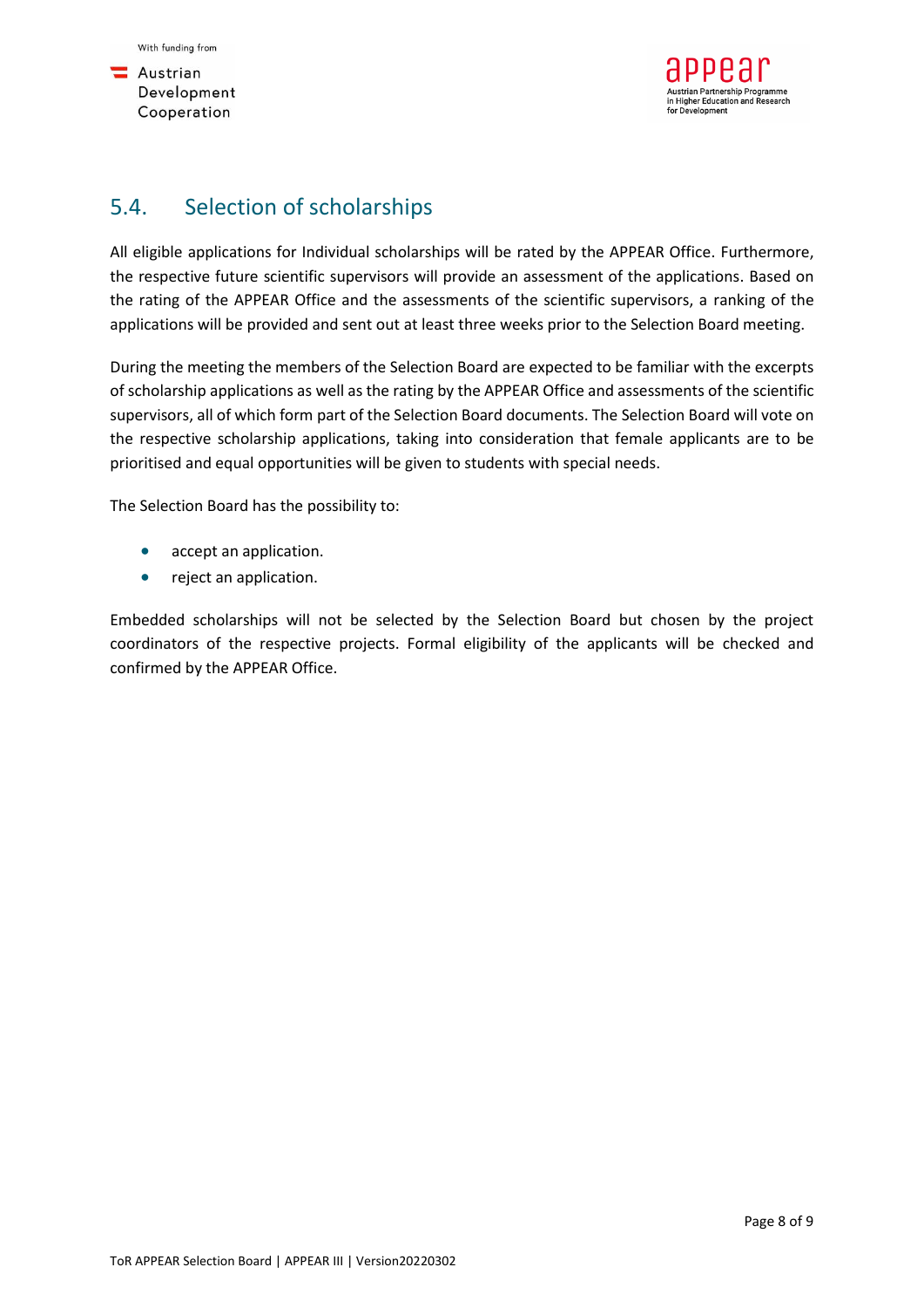## 5.4. Selection of scholarships

All eligible applications for Individual scholarships will be rated by the APPEAR Office. Furthermore, the respective future scientific supervisors will provide an assessment of the applications. Based on the rating of the APPEAR Office and the assessments of the scientific supervisors, a ranking of the applications will be provided and sent out at least three weeks prior to the Selection Board meeting.

During the meeting the members of the Selection Board are expected to be familiar with the excerpts of scholarship applications as well as the rating by the APPEAR Office and assessments of the scientific supervisors, all of which form part of the Selection Board documents. The Selection Board will vote on the respective scholarship applications, taking into consideration that female applicants are to be prioritised and equal opportunities will be given to students with special needs.

The Selection Board has the possibility to:

- accept an application.
- reject an application.

Embedded scholarships will not be selected by the Selection Board but chosen by the project coordinators of the respective projects. Formal eligibility of the applicants will be checked and confirmed by the APPEAR Office.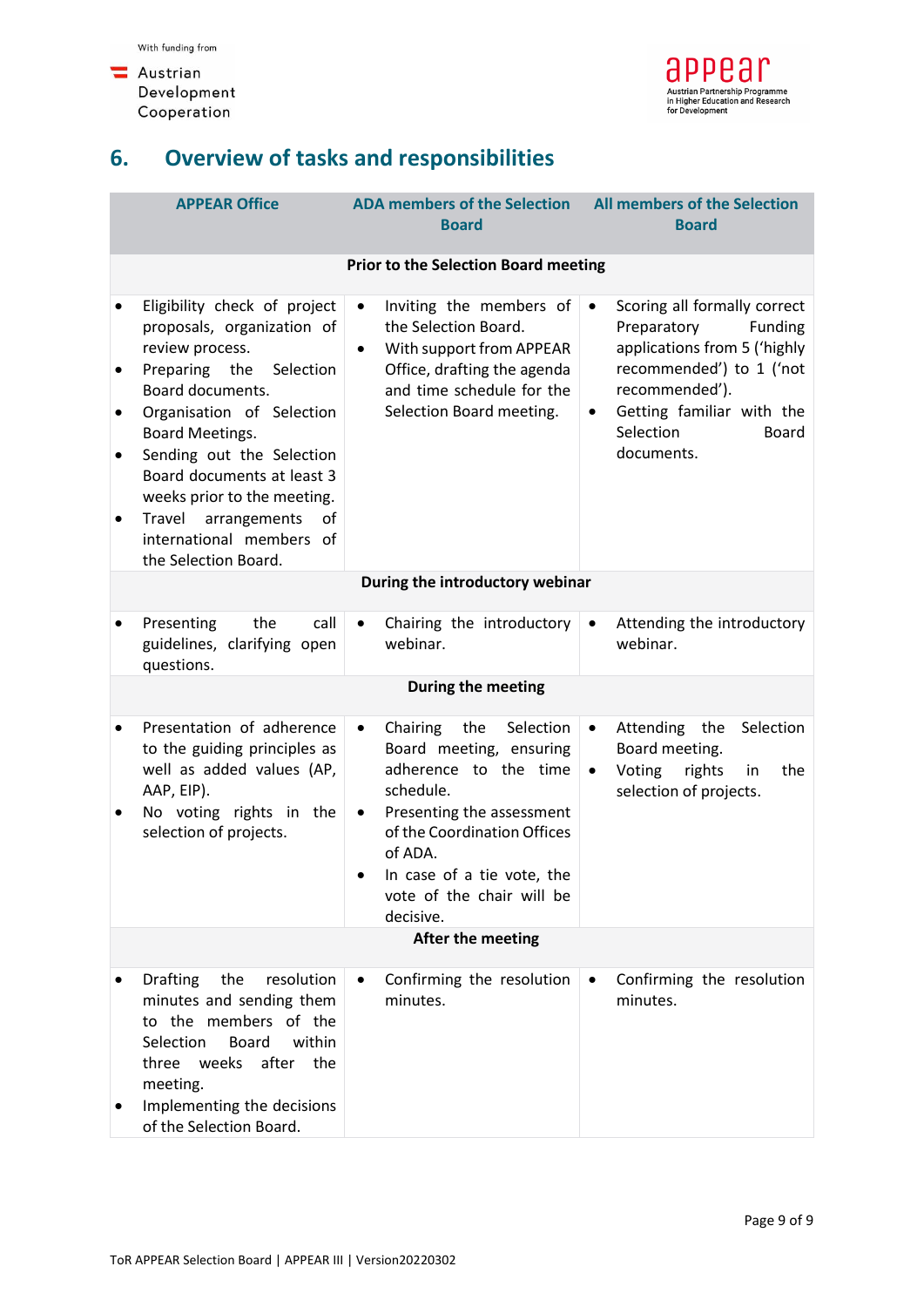## 6. Overview of tasks and responsibilities

| APPEAR Office | ADA members of the Selection Board | All members of the Selection Board |
|---|---|---|
| **Prior to the Selection Board meeting** | | |
| • Eligibility check of project proposals, organization of review process.<br>• Preparing the Selection Board documents.<br>• Organisation of Selection Board Meetings.<br>• Sending out the Selection Board documents at least 3 weeks prior to the meeting.<br>• Travel arrangements of international members of the Selection Board. | • Inviting the members of the Selection Board.<br>• With support from APPEAR Office, drafting the agenda and time schedule for the Selection Board meeting. | • Scoring all formally correct Preparatory Funding applications from 5 ('highly recommended') to 1 ('not recommended').<br>• Getting familiar with the Selection Board documents. |
| **During the introductory webinar** | | |
| • Presenting the call guidelines, clarifying open questions. | • Chairing the introductory webinar. | • Attending the introductory webinar. |
| **During the meeting** | | |
| • Presentation of adherence to the guiding principles as well as added values (AP, AAP, EIP).<br>• No voting rights in the selection of projects. | • Chairing the Selection Board meeting, ensuring adherence to the time schedule.<br>• Presenting the assessment of the Coordination Offices of ADA.<br>• In case of a tie vote, the vote of the chair will be decisive. | • Attending the Selection Board meeting.<br>• Voting rights in the selection of projects. |
| **After the meeting** | | |
| • Drafting the resolution minutes and sending them to the members of the Selection Board within three weeks after the meeting.<br>• Implementing the decisions of the Selection Board. | • Confirming the resolution minutes. | • Confirming the resolution minutes. |